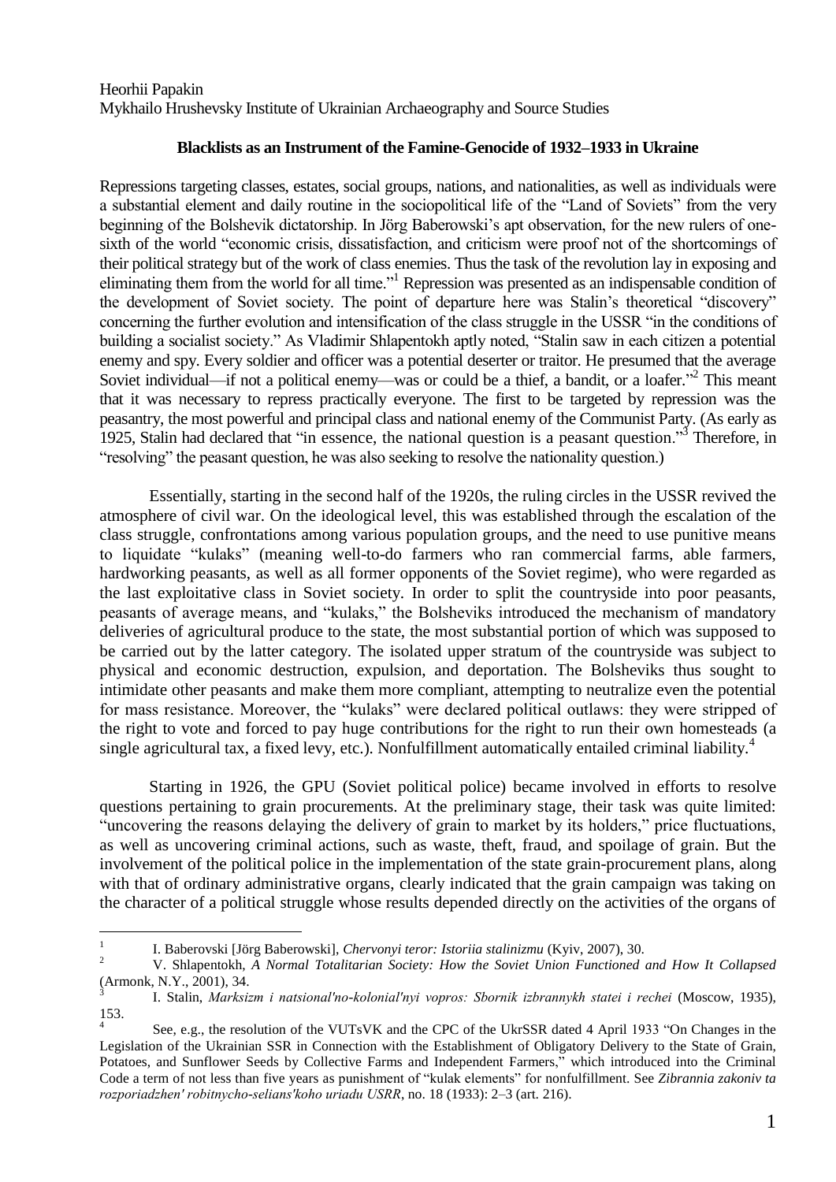Heorhii Papakin
Mykhailo Hrushevsky Institute of Ukrainian Archaeography and Source Studies

## Blacklists as an Instrument of the Famine-Genocide of 1932–1933 in Ukraine

Repressions targeting classes, estates, social groups, nations, and nationalities, as well as individuals were a substantial element and daily routine in the sociopolitical life of the "Land of Soviets" from the very beginning of the Bolshevik dictatorship. In Jörg Baberowski's apt observation, for the new rulers of one-sixth of the world "economic crisis, dissatisfaction, and criticism were proof not of the shortcomings of their political strategy but of the work of class enemies. Thus the task of the revolution lay in exposing and eliminating them from the world for all time."[1] Repression was presented as an indispensable condition of the development of Soviet society. The point of departure here was Stalin's theoretical "discovery" concerning the further evolution and intensification of the class struggle in the USSR "in the conditions of building a socialist society." As Vladimir Shlapentokh aptly noted, "Stalin saw in each citizen a potential enemy and spy. Every soldier and officer was a potential deserter or traitor. He presumed that the average Soviet individual—if not a political enemy—was or could be a thief, a bandit, or a loafer."[2] This meant that it was necessary to repress practically everyone. The first to be targeted by repression was the peasantry, the most powerful and principal class and national enemy of the Communist Party. (As early as 1925, Stalin had declared that "in essence, the national question is a peasant question."[3] Therefore, in "resolving" the peasant question, he was also seeking to resolve the nationality question.)

Essentially, starting in the second half of the 1920s, the ruling circles in the USSR revived the atmosphere of civil war. On the ideological level, this was established through the escalation of the class struggle, confrontations among various population groups, and the need to use punitive means to liquidate "kulaks" (meaning well-to-do farmers who ran commercial farms, able farmers, hardworking peasants, as well as all former opponents of the Soviet regime), who were regarded as the last exploitative class in Soviet society. In order to split the countryside into poor peasants, peasants of average means, and "kulaks," the Bolsheviks introduced the mechanism of mandatory deliveries of agricultural produce to the state, the most substantial portion of which was supposed to be carried out by the latter category. The isolated upper stratum of the countryside was subject to physical and economic destruction, expulsion, and deportation. The Bolsheviks thus sought to intimidate other peasants and make them more compliant, attempting to neutralize even the potential for mass resistance. Moreover, the "kulaks" were declared political outlaws: they were stripped of the right to vote and forced to pay huge contributions for the right to run their own homesteads (a single agricultural tax, a fixed levy, etc.). Nonfulfillment automatically entailed criminal liability.[4]

Starting in 1926, the GPU (Soviet political police) became involved in efforts to resolve questions pertaining to grain procurements. At the preliminary stage, their task was quite limited: "uncovering the reasons delaying the delivery of grain to market by its holders," price fluctuations, as well as uncovering criminal actions, such as waste, theft, fraud, and spoilage of grain. But the involvement of the political police in the implementation of the state grain-procurement plans, along with that of ordinary administrative organs, clearly indicated that the grain campaign was taking on the character of a political struggle whose results depended directly on the activities of the organs of

---

[1] I. Baberovski [Jörg Baberowski], *Chervonyi teror: Istoriia stalinizmu* (Kyiv, 2007), 30.

[2] V. Shlapentokh, *A Normal Totalitarian Society: How the Soviet Union Functioned and How It Collapsed* (Armonk, N.Y., 2001), 34.

[3] I. Stalin, *Marksizm i natsional'no-kolonial'nyi vopros: Sbornik izbrannykh statei i rechei* (Moscow, 1935), 153.

[4] See, e.g., the resolution of the VUTsVK and the CPC of the UkrSSR dated 4 April 1933 "On Changes in the Legislation of the Ukrainian SSR in Connection with the Establishment of Obligatory Delivery to the State of Grain, Potatoes, and Sunflower Seeds by Collective Farms and Independent Farmers," which introduced into the Criminal Code a term of not less than five years as punishment of "kulak elements" for nonfulfillment. See *Zibrannia zakoniv ta rozporiadzhen' robitnycho-selians'koho uriadu USRR*, no. 18 (1933): 2–3 (art. 216).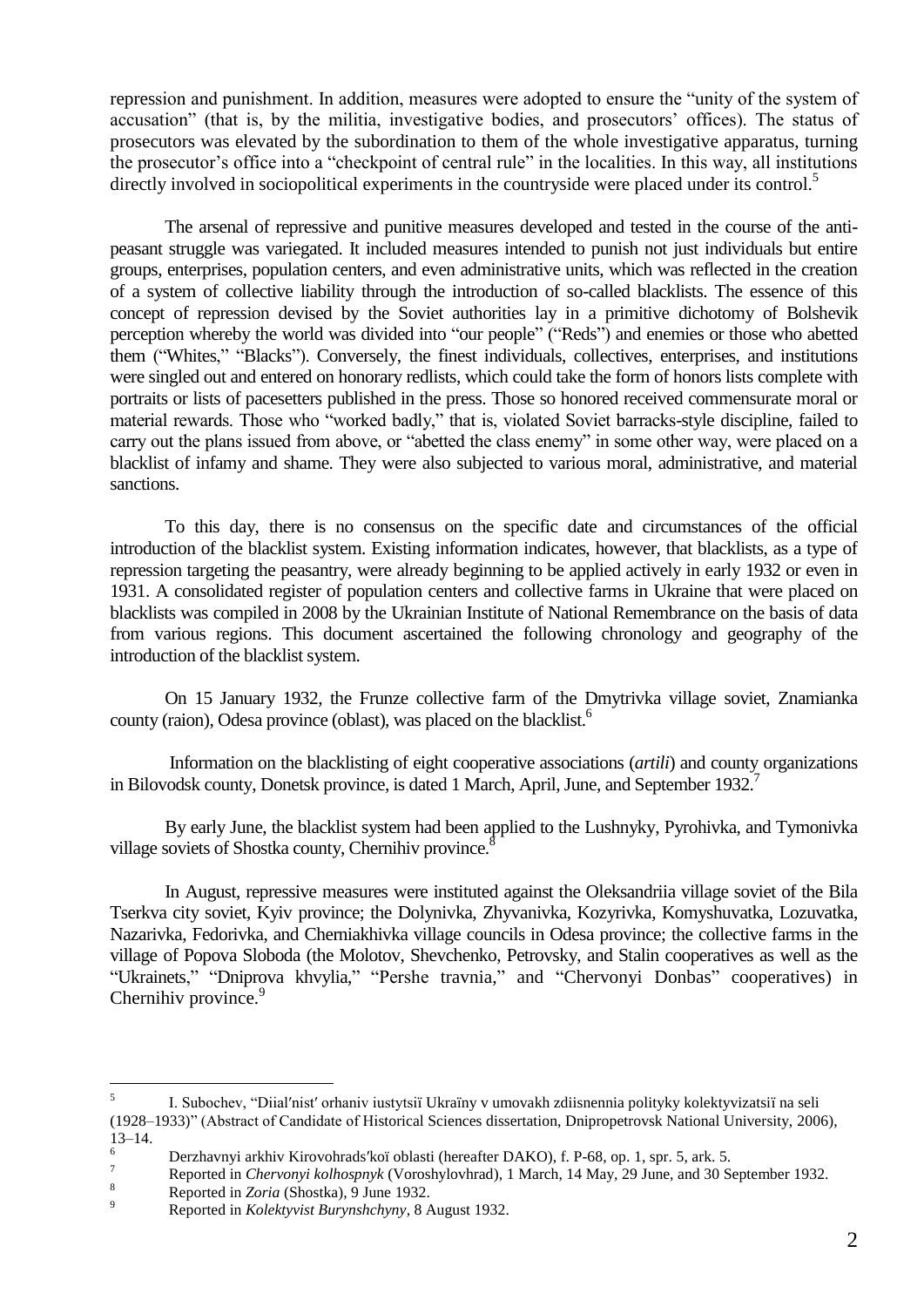repression and punishment. In addition, measures were adopted to ensure the "unity of the system of accusation" (that is, by the militia, investigative bodies, and prosecutors' offices). The status of prosecutors was elevated by the subordination to them of the whole investigative apparatus, turning the prosecutor's office into a "checkpoint of central rule" in the localities. In this way, all institutions directly involved in sociopolitical experiments in the countryside were placed under its control.[5]

The arsenal of repressive and punitive measures developed and tested in the course of the anti-peasant struggle was variegated. It included measures intended to punish not just individuals but entire groups, enterprises, population centers, and even administrative units, which was reflected in the creation of a system of collective liability through the introduction of so-called blacklists. The essence of this concept of repression devised by the Soviet authorities lay in a primitive dichotomy of Bolshevik perception whereby the world was divided into "our people" ("Reds") and enemies or those who abetted them ("Whites," "Blacks"). Conversely, the finest individuals, collectives, enterprises, and institutions were singled out and entered on honorary redlists, which could take the form of honors lists complete with portraits or lists of pacesetters published in the press. Those so honored received commensurate moral or material rewards. Those who "worked badly," that is, violated Soviet barracks-style discipline, failed to carry out the plans issued from above, or "abetted the class enemy" in some other way, were placed on a blacklist of infamy and shame. They were also subjected to various moral, administrative, and material sanctions.

To this day, there is no consensus on the specific date and circumstances of the official introduction of the blacklist system. Existing information indicates, however, that blacklists, as a type of repression targeting the peasantry, were already beginning to be applied actively in early 1932 or even in 1931. A consolidated register of population centers and collective farms in Ukraine that were placed on blacklists was compiled in 2008 by the Ukrainian Institute of National Remembrance on the basis of data from various regions. This document ascertained the following chronology and geography of the introduction of the blacklist system.

On 15 January 1932, the Frunze collective farm of the Dmytrivka village soviet, Znamianka county (raion), Odesa province (oblast), was placed on the blacklist.[6]

Information on the blacklisting of eight cooperative associations (*artili*) and county organizations in Bilovodsk county, Donetsk province, is dated 1 March, April, June, and September 1932.[7]

By early June, the blacklist system had been applied to the Lushnyky, Pyrohivka, and Tymonivka village soviets of Shostka county, Chernihiv province.[8]

In August, repressive measures were instituted against the Oleksandriia village soviet of the Bila Tserkva city soviet, Kyiv province; the Dolynivka, Zhyvanivka, Kozyrivka, Komyshuvatka, Lozuvatka, Nazarivka, Fedorivka, and Cherniakhivka village councils in Odesa province; the collective farms in the village of Popova Sloboda (the Molotov, Shevchenko, Petrovsky, and Stalin cooperatives as well as the "Ukrainets," "Dniprova khvylia," "Pershe travnia," and "Chervonyi Donbas" cooperatives) in Chernihiv province.[9]

---

[5] I. Subochev, "Diial′nist′ orhaniv iustytsiï Ukraïny v umovakh zdiisnennia polityky kolektyvizatsiï na seli (1928–1933)" (Abstract of Candidate of Historical Sciences dissertation, Dnipropetrovsk National University, 2006), 13–14.

[6] Derzhavnyi arkhiv Kirovohrads′koï oblasti (hereafter DAKO), f. P-68, op. 1, spr. 5, ark. 5.

[7] Reported in *Chervonyi kolhospnyk* (Voroshylovhrad), 1 March, 14 May, 29 June, and 30 September 1932.

[8] Reported in *Zoria* (Shostka), 9 June 1932.

[9] Reported in *Kolektyvist Burynshchyny*, 8 August 1932.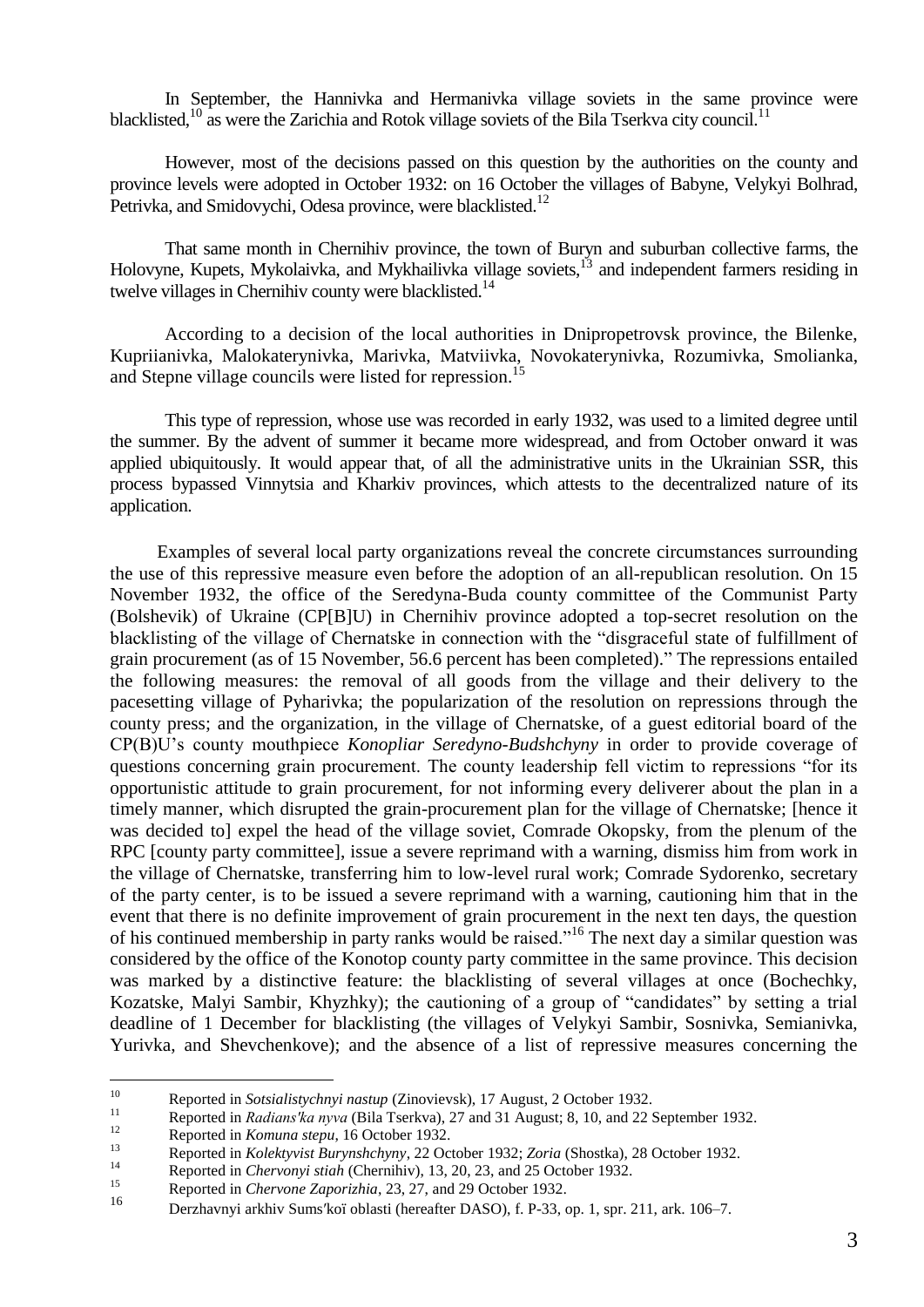In September, the Hannivka and Hermanivka village soviets in the same province were blacklisted,[10] as were the Zarichia and Rotok village soviets of the Bila Tserkva city council.[11]

However, most of the decisions passed on this question by the authorities on the county and province levels were adopted in October 1932: on 16 October the villages of Babyne, Velykyi Bolhrad, Petrivka, and Smidovychi, Odesa province, were blacklisted.[12]

That same month in Chernihiv province, the town of Buryn and suburban collective farms, the Holovyne, Kupets, Mykolaivka, and Mykhailivka village soviets,[13] and independent farmers residing in twelve villages in Chernihiv county were blacklisted.[14]

According to a decision of the local authorities in Dnipropetrovsk province, the Bilenke, Kupriianivka, Malokaterynivka, Marivka, Matviivka, Novokaterynivka, Rozumivka, Smolianka, and Stepne village councils were listed for repression.[15]

This type of repression, whose use was recorded in early 1932, was used to a limited degree until the summer. By the advent of summer it became more widespread, and from October onward it was applied ubiquitously. It would appear that, of all the administrative units in the Ukrainian SSR, this process bypassed Vinnytsia and Kharkiv provinces, which attests to the decentralized nature of its application.

Examples of several local party organizations reveal the concrete circumstances surrounding the use of this repressive measure even before the adoption of an all-republican resolution. On 15 November 1932, the office of the Seredyna-Buda county committee of the Communist Party (Bolshevik) of Ukraine (CP[B]U) in Chernihiv province adopted a top-secret resolution on the blacklisting of the village of Chernatske in connection with the "disgraceful state of fulfillment of grain procurement (as of 15 November, 56.6 percent has been completed)." The repressions entailed the following measures: the removal of all goods from the village and their delivery to the pacesetting village of Pyharivka; the popularization of the resolution on repressions through the county press; and the organization, in the village of Chernatske, of a guest editorial board of the CP(B)U's county mouthpiece *Konopliar Seredyno-Budshchyny* in order to provide coverage of questions concerning grain procurement. The county leadership fell victim to repressions "for its opportunistic attitude to grain procurement, for not informing every deliverer about the plan in a timely manner, which disrupted the grain-procurement plan for the village of Chernatske; [hence it was decided to] expel the head of the village soviet, Comrade Okopsky, from the plenum of the RPC [county party committee], issue a severe reprimand with a warning, dismiss him from work in the village of Chernatske, transferring him to low-level rural work; Comrade Sydorenko, secretary of the party center, is to be issued a severe reprimand with a warning, cautioning him that in the event that there is no definite improvement of grain procurement in the next ten days, the question of his continued membership in party ranks would be raised."[16] The next day a similar question was considered by the office of the Konotop county party committee in the same province. This decision was marked by a distinctive feature: the blacklisting of several villages at once (Bochechky, Kozatske, Malyi Sambir, Khyzhky); the cautioning of a group of "candidates" by setting a trial deadline of 1 December for blacklisting (the villages of Velykyi Sambir, Sosnivka, Semianivka, Yurivka, and Shevchenkove); and the absence of a list of repressive measures concerning the

---

[10] Reported in *Sotsialistychnyi nastup* (Zinovievsk), 17 August, 2 October 1932.

[11] Reported in *Radians'ka nyva* (Bila Tserkva), 27 and 31 August; 8, 10, and 22 September 1932.

[12] Reported in *Komuna stepu*, 16 October 1932.

[13] Reported in *Kolektyvist Burynshchyny*, 22 October 1932; *Zoria* (Shostka), 28 October 1932.

[14] Reported in *Chervonyi stiah* (Chernihiv), 13, 20, 23, and 25 October 1932.

[15] Reported in *Chervone Zaporizhia*, 23, 27, and 29 October 1932.

[16] Derzhavnyi arkhiv Sums′koï oblasti (hereafter DASO), f. P-33, op. 1, spr. 211, ark. 106–7.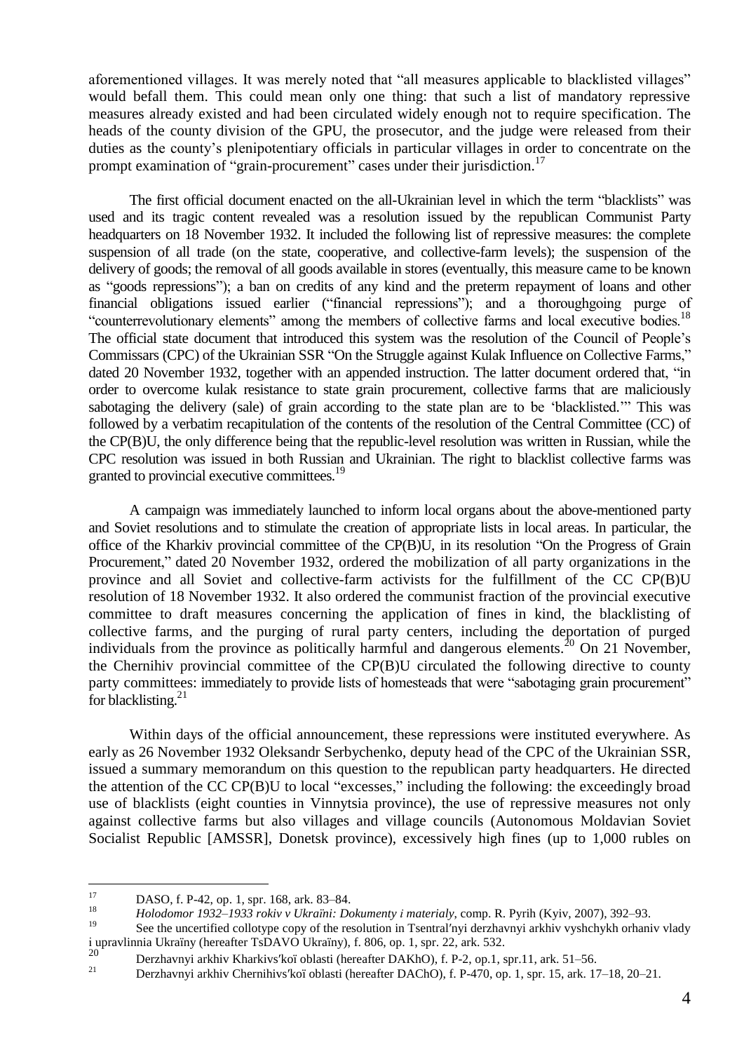aforementioned villages. It was merely noted that "all measures applicable to blacklisted villages" would befall them. This could mean only one thing: that such a list of mandatory repressive measures already existed and had been circulated widely enough not to require specification. The heads of the county division of the GPU, the prosecutor, and the judge were released from their duties as the county's plenipotentiary officials in particular villages in order to concentrate on the prompt examination of "grain-procurement" cases under their jurisdiction.[17]

The first official document enacted on the all-Ukrainian level in which the term "blacklists" was used and its tragic content revealed was a resolution issued by the republican Communist Party headquarters on 18 November 1932. It included the following list of repressive measures: the complete suspension of all trade (on the state, cooperative, and collective-farm levels); the suspension of the delivery of goods; the removal of all goods available in stores (eventually, this measure came to be known as "goods repressions"); a ban on credits of any kind and the preterm repayment of loans and other financial obligations issued earlier ("financial repressions"); and a thoroughgoing purge of "counterrevolutionary elements" among the members of collective farms and local executive bodies.[18] The official state document that introduced this system was the resolution of the Council of People's Commissars (CPC) of the Ukrainian SSR "On the Struggle against Kulak Influence on Collective Farms," dated 20 November 1932, together with an appended instruction. The latter document ordered that, "in order to overcome kulak resistance to state grain procurement, collective farms that are maliciously sabotaging the delivery (sale) of grain according to the state plan are to be 'blacklisted.'" This was followed by a verbatim recapitulation of the contents of the resolution of the Central Committee (CC) of the CP(B)U, the only difference being that the republic-level resolution was written in Russian, while the CPC resolution was issued in both Russian and Ukrainian. The right to blacklist collective farms was granted to provincial executive committees.[19]

A campaign was immediately launched to inform local organs about the above-mentioned party and Soviet resolutions and to stimulate the creation of appropriate lists in local areas. In particular, the office of the Kharkiv provincial committee of the CP(B)U, in its resolution "On the Progress of Grain Procurement," dated 20 November 1932, ordered the mobilization of all party organizations in the province and all Soviet and collective-farm activists for the fulfillment of the CC CP(B)U resolution of 18 November 1932. It also ordered the communist fraction of the provincial executive committee to draft measures concerning the application of fines in kind, the blacklisting of collective farms, and the purging of rural party centers, including the deportation of purged individuals from the province as politically harmful and dangerous elements.[20] On 21 November, the Chernihiv provincial committee of the CP(B)U circulated the following directive to county party committees: immediately to provide lists of homesteads that were "sabotaging grain procurement" for blacklisting.[21]

Within days of the official announcement, these repressions were instituted everywhere. As early as 26 November 1932 Oleksandr Serbychenko, deputy head of the CPC of the Ukrainian SSR, issued a summary memorandum on this question to the republican party headquarters. He directed the attention of the CC CP(B)U to local "excesses," including the following: the exceedingly broad use of blacklists (eight counties in Vinnytsia province), the use of repressive measures not only against collective farms but also villages and village councils (Autonomous Moldavian Soviet Socialist Republic [AMSSR], Donetsk province), excessively high fines (up to 1,000 rubles on

---

[17] DASO, f. P-42, op. 1, spr. 168, ark. 83–84.

[18] *Holodomor 1932–1933 rokiv v Ukraïni: Dokumenty i materialy*, comp. R. Pyrih (Kyiv, 2007), 392–93.

[19] See the uncertified collotype copy of the resolution in Tsentral′nyi derzhavnyi arkhiv vyshchykh orhaniv vlady i upravlinnia Ukraïny (hereafter TsDAVO Ukraïny), f. 806, op. 1, spr. 22, ark. 532.

[20] Derzhavnyi arkhiv Kharkivs′koï oblasti (hereafter DAKhO), f. P-2, op.1, spr.11, ark. 51–56.

[21] Derzhavnyi arkhiv Chernihivs′koï oblasti (hereafter DAChO), f. P-470, op. 1, spr. 15, ark. 17–18, 20–21.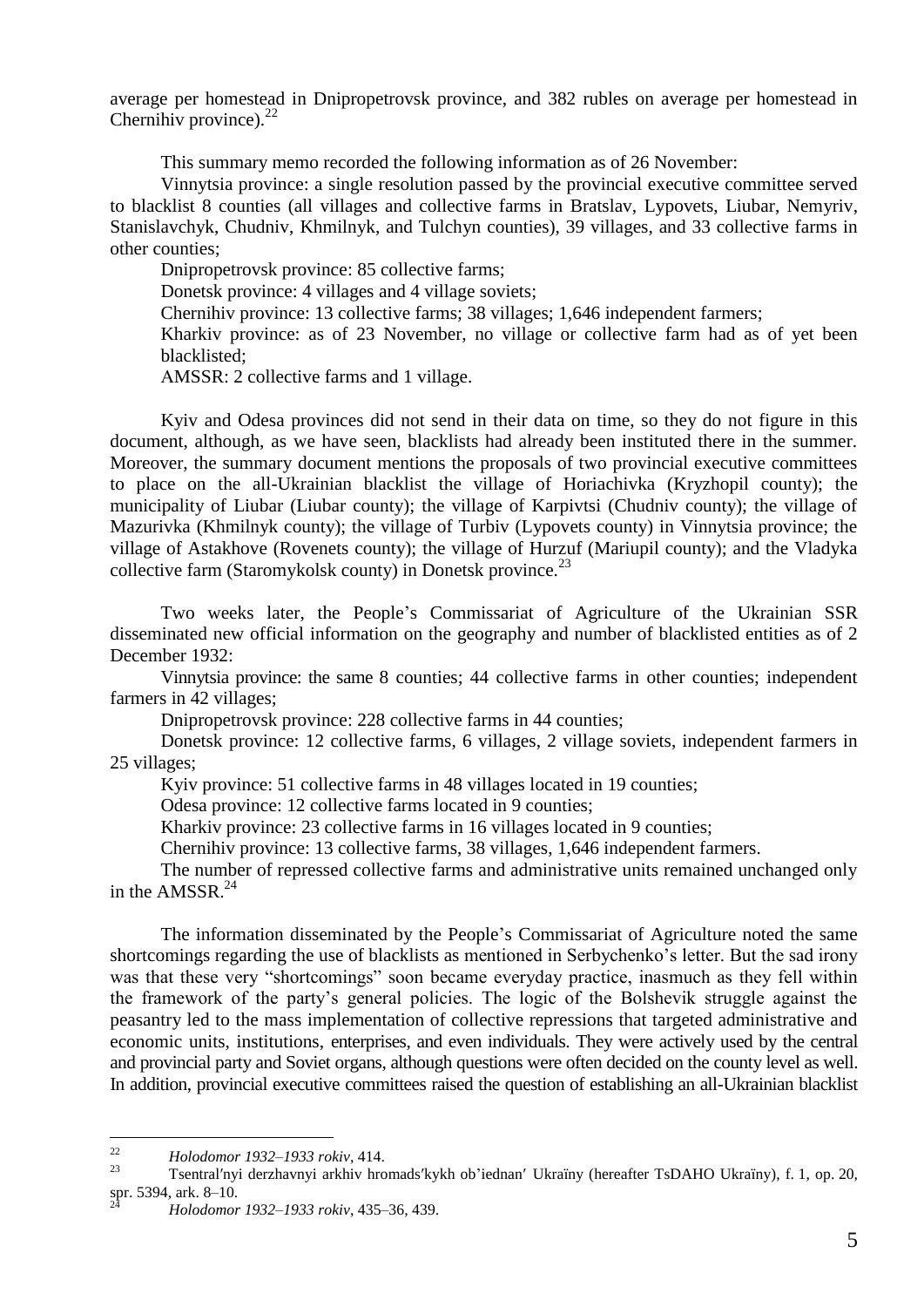average per homestead in Dnipropetrovsk province, and 382 rubles on average per homestead in Chernihiv province).[22]

This summary memo recorded the following information as of 26 November:

Vinnytsia province: a single resolution passed by the provincial executive committee served to blacklist 8 counties (all villages and collective farms in Bratslav, Lypovets, Liubar, Nemyriv, Stanislavchyk, Chudniv, Khmilnyk, and Tulchyn counties), 39 villages, and 33 collective farms in other counties;

Dnipropetrovsk province: 85 collective farms;

Donetsk province: 4 villages and 4 village soviets;

Chernihiv province: 13 collective farms; 38 villages; 1,646 independent farmers;

Kharkiv province: as of 23 November, no village or collective farm had as of yet been blacklisted;

AMSSR: 2 collective farms and 1 village.

Kyiv and Odesa provinces did not send in their data on time, so they do not figure in this document, although, as we have seen, blacklists had already been instituted there in the summer. Moreover, the summary document mentions the proposals of two provincial executive committees to place on the all-Ukrainian blacklist the village of Horiachivka (Kryzhopil county); the municipality of Liubar (Liubar county); the village of Karpivtsi (Chudniv county); the village of Mazurivka (Khmilnyk county); the village of Turbiv (Lypovets county) in Vinnytsia province; the village of Astakhove (Rovenets county); the village of Hurzuf (Mariupil county); and the Vladyka collective farm (Staromykolsk county) in Donetsk province.[23]

Two weeks later, the People's Commissariat of Agriculture of the Ukrainian SSR disseminated new official information on the geography and number of blacklisted entities as of 2 December 1932:

Vinnytsia province: the same 8 counties; 44 collective farms in other counties; independent farmers in 42 villages;

Dnipropetrovsk province: 228 collective farms in 44 counties;

Donetsk province: 12 collective farms, 6 villages, 2 village soviets, independent farmers in 25 villages;

Kyiv province: 51 collective farms in 48 villages located in 19 counties;

Odesa province: 12 collective farms located in 9 counties;

Kharkiv province: 23 collective farms in 16 villages located in 9 counties;

Chernihiv province: 13 collective farms, 38 villages, 1,646 independent farmers.

The number of repressed collective farms and administrative units remained unchanged only in the AMSSR.[24]

The information disseminated by the People's Commissariat of Agriculture noted the same shortcomings regarding the use of blacklists as mentioned in Serbychenko's letter. But the sad irony was that these very "shortcomings" soon became everyday practice, inasmuch as they fell within the framework of the party's general policies. The logic of the Bolshevik struggle against the peasantry led to the mass implementation of collective repressions that targeted administrative and economic units, institutions, enterprises, and even individuals. They were actively used by the central and provincial party and Soviet organs, although questions were often decided on the county level as well. In addition, provincial executive committees raised the question of establishing an all-Ukrainian blacklist

---

[22] *Holodomor 1932–1933 rokiv*, 414.

[23] Tsentral′nyi derzhavnyi arkhiv hromads′kykh ob'iednan′ Ukraïny (hereafter TsDAHO Ukraïny), f. 1, op. 20, spr. 5394, ark. 8–10.

[24] *Holodomor 1932–1933 rokiv*, 435–36, 439.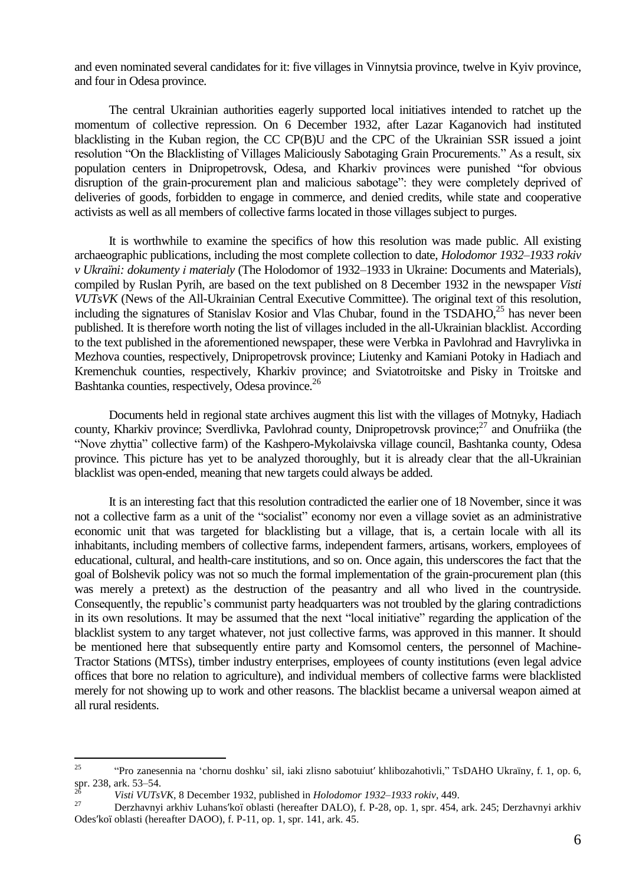and even nominated several candidates for it: five villages in Vinnytsia province, twelve in Kyiv province, and four in Odesa province.

The central Ukrainian authorities eagerly supported local initiatives intended to ratchet up the momentum of collective repression. On 6 December 1932, after Lazar Kaganovich had instituted blacklisting in the Kuban region, the CC CP(B)U and the CPC of the Ukrainian SSR issued a joint resolution "On the Blacklisting of Villages Maliciously Sabotaging Grain Procurements." As a result, six population centers in Dnipropetrovsk, Odesa, and Kharkiv provinces were punished "for obvious disruption of the grain-procurement plan and malicious sabotage": they were completely deprived of deliveries of goods, forbidden to engage in commerce, and denied credits, while state and cooperative activists as well as all members of collective farms located in those villages subject to purges.

It is worthwhile to examine the specifics of how this resolution was made public. All existing archaeographic publications, including the most complete collection to date, *Holodomor 1932–1933 rokiv v Ukraïni: dokumenty i materialy* (The Holodomor of 1932–1933 in Ukraine: Documents and Materials), compiled by Ruslan Pyrih, are based on the text published on 8 December 1932 in the newspaper *Visti VUTsVK* (News of the All-Ukrainian Central Executive Committee). The original text of this resolution, including the signatures of Stanislav Kosior and Vlas Chubar, found in the TSDAHO,[25] has never been published. It is therefore worth noting the list of villages included in the all-Ukrainian blacklist. According to the text published in the aforementioned newspaper, these were Verbka in Pavlohrad and Havrylivka in Mezhova counties, respectively, Dnipropetrovsk province; Liutenky and Kamiani Potoky in Hadiach and Kremenchuk counties, respectively, Kharkiv province; and Sviatotroitske and Pisky in Troitske and Bashtanka counties, respectively, Odesa province.[26]

Documents held in regional state archives augment this list with the villages of Motnyky, Hadiach county, Kharkiv province; Sverdlivka, Pavlohrad county, Dnipropetrovsk province;[27] and Onufriika (the "Nove zhyttia" collective farm) of the Kashpero-Mykolaivska village council, Bashtanka county, Odesa province. This picture has yet to be analyzed thoroughly, but it is already clear that the all-Ukrainian blacklist was open-ended, meaning that new targets could always be added.

It is an interesting fact that this resolution contradicted the earlier one of 18 November, since it was not a collective farm as a unit of the "socialist" economy nor even a village soviet as an administrative economic unit that was targeted for blacklisting but a village, that is, a certain locale with all its inhabitants, including members of collective farms, independent farmers, artisans, workers, employees of educational, cultural, and health-care institutions, and so on. Once again, this underscores the fact that the goal of Bolshevik policy was not so much the formal implementation of the grain-procurement plan (this was merely a pretext) as the destruction of the peasantry and all who lived in the countryside. Consequently, the republic's communist party headquarters was not troubled by the glaring contradictions in its own resolutions. It may be assumed that the next "local initiative" regarding the application of the blacklist system to any target whatever, not just collective farms, was approved in this manner. It should be mentioned here that subsequently entire party and Komsomol centers, the personnel of Machine-Tractor Stations (MTSs), timber industry enterprises, employees of county institutions (even legal advice offices that bore no relation to agriculture), and individual members of collective farms were blacklisted merely for not showing up to work and other reasons. The blacklist became a universal weapon aimed at all rural residents.

---

[25] "Pro zanesennia na 'chornu doshku' sil, iaki zlisno sabotuiut′ khlibozahotivli," TsDAHO Ukraïny, f. 1, op. 6, spr. 238, ark. 53–54.

[26] *Visti VUTsVK*, 8 December 1932, published in *Holodomor 1932–1933 rokiv*, 449.

[27] Derzhavnyi arkhiv Luhans′koï oblasti (hereafter DALO), f. P-28, op. 1, spr. 454, ark. 245; Derzhavnyi arkhiv Odes′koï oblasti (hereafter DAOO), f. P-11, op. 1, spr. 141, ark. 45.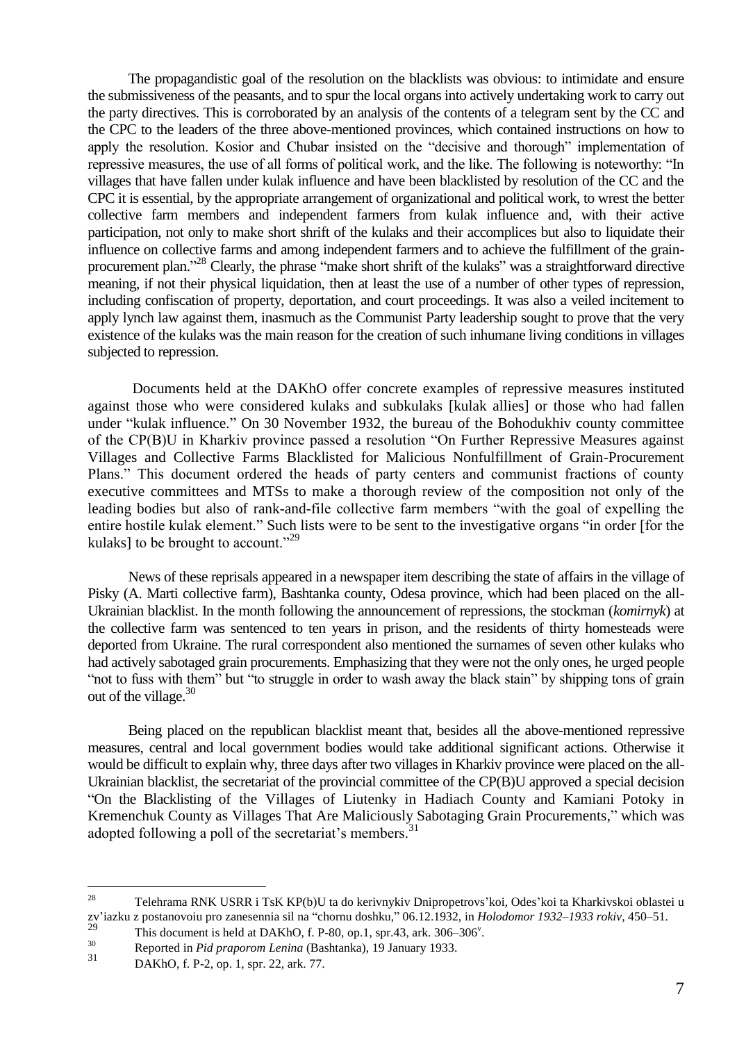The propagandistic goal of the resolution on the blacklists was obvious: to intimidate and ensure the submissiveness of the peasants, and to spur the local organs into actively undertaking work to carry out the party directives. This is corroborated by an analysis of the contents of a telegram sent by the CC and the CPC to the leaders of the three above-mentioned provinces, which contained instructions on how to apply the resolution. Kosior and Chubar insisted on the "decisive and thorough" implementation of repressive measures, the use of all forms of political work, and the like. The following is noteworthy: "In villages that have fallen under kulak influence and have been blacklisted by resolution of the CC and the CPC it is essential, by the appropriate arrangement of organizational and political work, to wrest the better collective farm members and independent farmers from kulak influence and, with their active participation, not only to make short shrift of the kulaks and their accomplices but also to liquidate their influence on collective farms and among independent farmers and to achieve the fulfillment of the grain-procurement plan."[28] Clearly, the phrase "make short shrift of the kulaks" was a straightforward directive meaning, if not their physical liquidation, then at least the use of a number of other types of repression, including confiscation of property, deportation, and court proceedings. It was also a veiled incitement to apply lynch law against them, inasmuch as the Communist Party leadership sought to prove that the very existence of the kulaks was the main reason for the creation of such inhumane living conditions in villages subjected to repression.

Documents held at the DAKhO offer concrete examples of repressive measures instituted against those who were considered kulaks and subkulaks [kulak allies] or those who had fallen under "kulak influence." On 30 November 1932, the bureau of the Bohodukhiv county committee of the CP(B)U in Kharkiv province passed a resolution "On Further Repressive Measures against Villages and Collective Farms Blacklisted for Malicious Nonfulfillment of Grain-Procurement Plans." This document ordered the heads of party centers and communist fractions of county executive committees and MTSs to make a thorough review of the composition not only of the leading bodies but also of rank-and-file collective farm members "with the goal of expelling the entire hostile kulak element." Such lists were to be sent to the investigative organs "in order [for the kulaks] to be brought to account."[29]

News of these reprisals appeared in a newspaper item describing the state of affairs in the village of Pisky (A. Marti collective farm), Bashtanka county, Odesa province, which had been placed on the all-Ukrainian blacklist. In the month following the announcement of repressions, the stockman (*komirnyk*) at the collective farm was sentenced to ten years in prison, and the residents of thirty homesteads were deported from Ukraine. The rural correspondent also mentioned the surnames of seven other kulaks who had actively sabotaged grain procurements. Emphasizing that they were not the only ones, he urged people "not to fuss with them" but "to struggle in order to wash away the black stain" by shipping tons of grain out of the village.[30]

Being placed on the republican blacklist meant that, besides all the above-mentioned repressive measures, central and local government bodies would take additional significant actions. Otherwise it would be difficult to explain why, three days after two villages in Kharkiv province were placed on the all-Ukrainian blacklist, the secretariat of the provincial committee of the CP(B)U approved a special decision "On the Blacklisting of the Villages of Liutenky in Hadiach County and Kamiani Potoky in Kremenchuk County as Villages That Are Maliciously Sabotaging Grain Procurements," which was adopted following a poll of the secretariat's members.[31]

---

[28] Telehrama RNK USRR i TsK KP(b)U ta do kerivnykiv Dnipropetrovs'koi, Odes'koi ta Kharkivskoi oblastei u zv'iazku z postanovoiu pro zanesennia sil na "chornu doshku," 06.12.1932, in *Holodomor 1932–1933 rokiv*, 450–51.

[29] This document is held at DAKhO, f. P-80, op.1, spr.43, ark. 306–306$^{v}$.

[30] Reported in *Pid praporom Lenina* (Bashtanka), 19 January 1933.

[31] DAKhO, f. P-2, op. 1, spr. 22, ark. 77.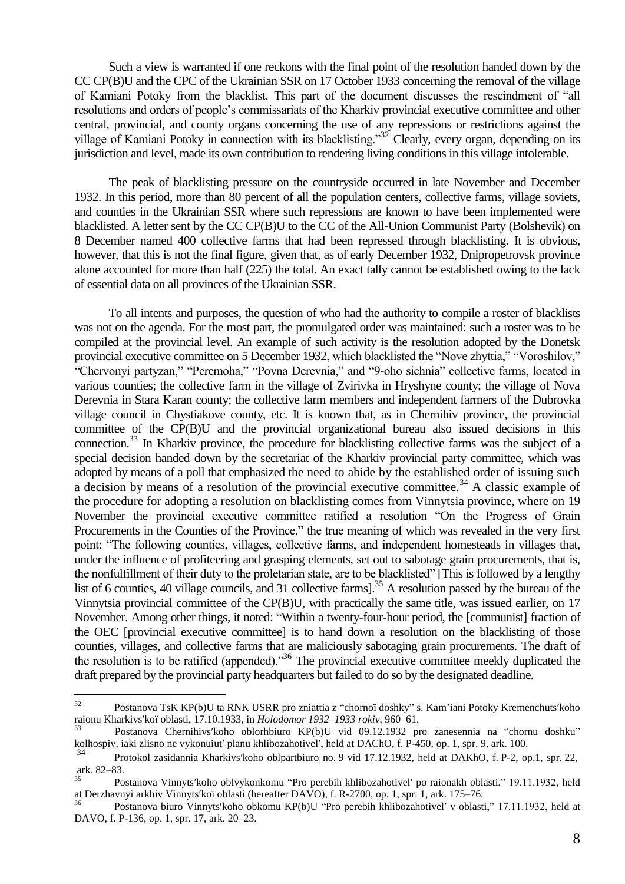Such a view is warranted if one reckons with the final point of the resolution handed down by the CC CP(B)U and the CPC of the Ukrainian SSR on 17 October 1933 concerning the removal of the village of Kamiani Potoky from the blacklist. This part of the document discusses the rescindment of "all resolutions and orders of people's commissariats of the Kharkiv provincial executive committee and other central, provincial, and county organs concerning the use of any repressions or restrictions against the village of Kamiani Potoky in connection with its blacklisting."[32] Clearly, every organ, depending on its jurisdiction and level, made its own contribution to rendering living conditions in this village intolerable.

The peak of blacklisting pressure on the countryside occurred in late November and December 1932. In this period, more than 80 percent of all the population centers, collective farms, village soviets, and counties in the Ukrainian SSR where such repressions are known to have been implemented were blacklisted. A letter sent by the CC CP(B)U to the CC of the All-Union Communist Party (Bolshevik) on 8 December named 400 collective farms that had been repressed through blacklisting. It is obvious, however, that this is not the final figure, given that, as of early December 1932, Dnipropetrovsk province alone accounted for more than half (225) the total. An exact tally cannot be established owing to the lack of essential data on all provinces of the Ukrainian SSR.

To all intents and purposes, the question of who had the authority to compile a roster of blacklists was not on the agenda. For the most part, the promulgated order was maintained: such a roster was to be compiled at the provincial level. An example of such activity is the resolution adopted by the Donetsk provincial executive committee on 5 December 1932, which blacklisted the "Nove zhyttia," "Voroshilov," "Chervonyi partyzan," "Peremoha," "Povna Derevnia," and "9-oho sichnia" collective farms, located in various counties; the collective farm in the village of Zvirivka in Hryshyne county; the village of Nova Derevnia in Stara Karan county; the collective farm members and independent farmers of the Dubrovka village council in Chystiakove county, etc. It is known that, as in Chernihiv province, the provincial committee of the CP(B)U and the provincial organizational bureau also issued decisions in this connection.[33] In Kharkiv province, the procedure for blacklisting collective farms was the subject of a special decision handed down by the secretariat of the Kharkiv provincial party committee, which was adopted by means of a poll that emphasized the need to abide by the established order of issuing such a decision by means of a resolution of the provincial executive committee.[34] A classic example of the procedure for adopting a resolution on blacklisting comes from Vinnytsia province, where on 19 November the provincial executive committee ratified a resolution "On the Progress of Grain Procurements in the Counties of the Province," the true meaning of which was revealed in the very first point: "The following counties, villages, collective farms, and independent homesteads in villages that, under the influence of profiteering and grasping elements, set out to sabotage grain procurements, that is, the nonfulfillment of their duty to the proletarian state, are to be blacklisted" [This is followed by a lengthy list of 6 counties, 40 village councils, and 31 collective farms].[35] A resolution passed by the bureau of the Vinnytsia provincial committee of the CP(B)U, with practically the same title, was issued earlier, on 17 November. Among other things, it noted: "Within a twenty-four-hour period, the [communist] fraction of the OEC [provincial executive committee] is to hand down a resolution on the blacklisting of those counties, villages, and collective farms that are maliciously sabotaging grain procurements. The draft of the resolution is to be ratified (appended)."[36] The provincial executive committee meekly duplicated the draft prepared by the provincial party headquarters but failed to do so by the designated deadline.

---

[32] Postanova TsK KP(b)U ta RNK USRR pro zniattia z "chornoï doshky" s. Kam'iani Potoky Kremenchuts′koho raionu Kharkivs′koï oblasti, 17.10.1933, in *Holodomor 1932–1933 rokiv*, 960–61.

[33] Postanova Chernihivs′koho oblorhbiuro KP(b)U vid 09.12.1932 pro zanesennia na "chornu doshku" kolhospiv, iaki zlisno ne vykonuiut′ planu khlibozahotivel′, held at DAChO, f. P-450, op. 1, spr. 9, ark. 100.

[34] Protokol zasidannia Kharkivs′koho oblpartbiuro no. 9 vid 17.12.1932, held at DAKhO, f. P-2, op.1, spr. 22, ark. 82–83.

[35] Postanova Vinnyts′koho oblvykonkomu "Pro perebih khlibozahotivel′ po raionakh oblasti," 19.11.1932, held at Derzhavnyi arkhiv Vinnyts′koï oblasti (hereafter DAVO), f. R-2700, op. 1, spr. 1, ark. 175–76.

[36] Postanova biuro Vinnyts′koho obkomu KP(b)U "Pro perebih khlibozahotivel′ v oblasti," 17.11.1932, held at DAVO, f. P-136, op. 1, spr. 17, ark. 20–23.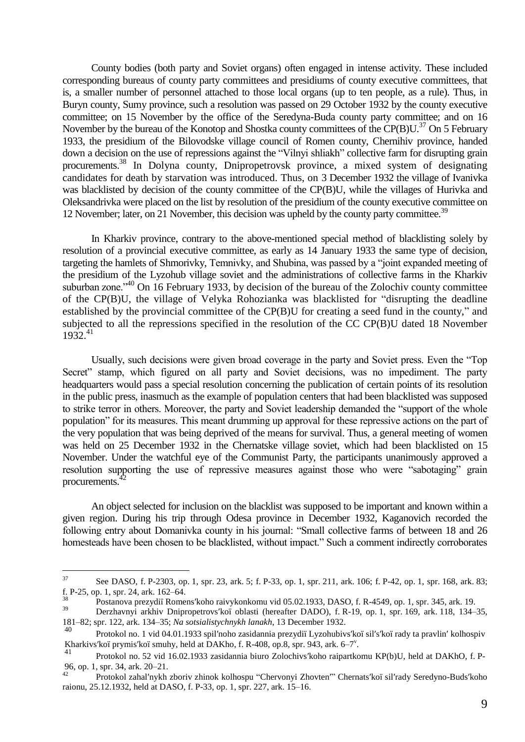County bodies (both party and Soviet organs) often engaged in intense activity. These included corresponding bureaus of county party committees and presidiums of county executive committees, that is, a smaller number of personnel attached to those local organs (up to ten people, as a rule). Thus, in Buryn county, Sumy province, such a resolution was passed on 29 October 1932 by the county executive committee; on 15 November by the office of the Seredyna-Buda county party committee; and on 16 November by the bureau of the Konotop and Shostka county committees of the CP(B)U.[37] On 5 February 1933, the presidium of the Bilovodske village council of Romen county, Chernihiv province, handed down a decision on the use of repressions against the "Vilnyi shliakh" collective farm for disrupting grain procurements.[38] In Dolyna county, Dnipropetrovsk province, a mixed system of designating candidates for death by starvation was introduced. Thus, on 3 December 1932 the village of Ivanivka was blacklisted by decision of the county committee of the CP(B)U, while the villages of Hurivka and Oleksandrivka were placed on the list by resolution of the presidium of the county executive committee on 12 November; later, on 21 November, this decision was upheld by the county party committee.[39]

In Kharkiv province, contrary to the above-mentioned special method of blacklisting solely by resolution of a provincial executive committee, as early as 14 January 1933 the same type of decision, targeting the hamlets of Shmorivky, Temnivky, and Shubina, was passed by a "joint expanded meeting of the presidium of the Lyzohub village soviet and the administrations of collective farms in the Kharkiv suburban zone."[40] On 16 February 1933, by decision of the bureau of the Zolochiv county committee of the CP(B)U, the village of Velyka Rohozianka was blacklisted for "disrupting the deadline established by the provincial committee of the CP(B)U for creating a seed fund in the county," and subjected to all the repressions specified in the resolution of the CC CP(B)U dated 18 November 1932.[41]

Usually, such decisions were given broad coverage in the party and Soviet press. Even the "Top Secret" stamp, which figured on all party and Soviet decisions, was no impediment. The party headquarters would pass a special resolution concerning the publication of certain points of its resolution in the public press, inasmuch as the example of population centers that had been blacklisted was supposed to strike terror in others. Moreover, the party and Soviet leadership demanded the "support of the whole population" for its measures. This meant drumming up approval for these repressive actions on the part of the very population that was being deprived of the means for survival. Thus, a general meeting of women was held on 25 December 1932 in the Chernatske village soviet, which had been blacklisted on 15 November. Under the watchful eye of the Communist Party, the participants unanimously approved a resolution supporting the use of repressive measures against those who were "sabotaging" grain procurements.[42]

An object selected for inclusion on the blacklist was supposed to be important and known within a given region. During his trip through Odesa province in December 1932, Kaganovich recorded the following entry about Domanivka county in his journal: "Small collective farms of between 18 and 26 homesteads have been chosen to be blacklisted, without impact." Such a comment indirectly corroborates

---

[37] See DASO, f. P-2303, op. 1, spr. 23, ark. 5; f. P-33, op. 1, spr. 211, ark. 106; f. P-42, op. 1, spr. 168, ark. 83; f. P-25, op. 1, spr. 24, ark. 162–64.

[38] Postanova prezydiï Romens′koho raivykonkomu vid 05.02.1933, DASO, f. R-4549, op. 1, spr. 345, ark. 19.

[39] Derzhavnyi arkhiv Dnipropetrovs′koï oblasti (hereafter DADO), f. R-19, op. 1, spr. 169, ark. 118, 134–35, 181–82; spr. 122, ark. 134–35; *Na sotsialistychnykh lanakh*, 13 December 1932.

[40] Protokol no. 1 vid 04.01.1933 spil′noho zasidannia prezydiï Lyzohubivs′koï sil′s′koï rady ta pravlin′ kolhospiv Kharkivs′koï prymis′koï smuhy, held at DAKho, f. R-408, op.8, spr. 943, ark. 6–7v.

[41] Protokol no. 52 vid 16.02.1933 zasidannia biuro Zolochivs′koho raipartkomu KP(b)U, held at DAKhO, f. P-96, op. 1, spr. 34, ark. 20–21.

[42] Protokol zahal′nykh zboriv zhinok kolhospu "Chervonyi Zhovten′" Chernats′koï sil′rady Seredyno-Buds′koho raionu, 25.12.1932, held at DASO, f. P-33, op. 1, spr. 227, ark. 15–16.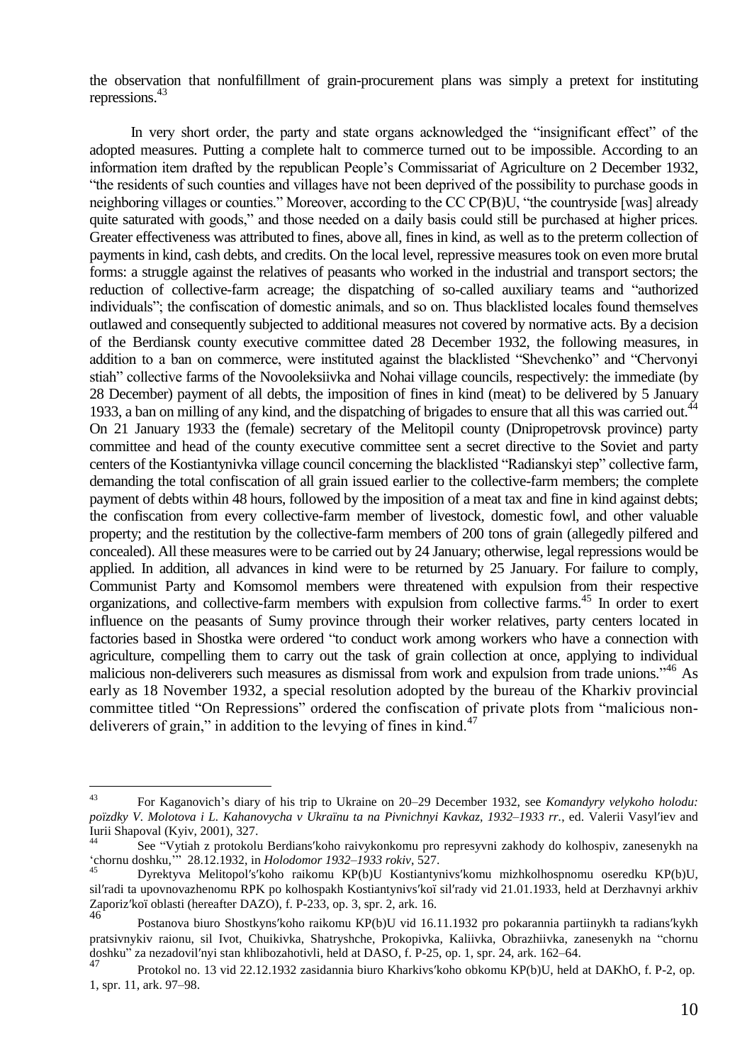the observation that nonfulfillment of grain-procurement plans was simply a pretext for instituting repressions.[43]

In very short order, the party and state organs acknowledged the "insignificant effect" of the adopted measures. Putting a complete halt to commerce turned out to be impossible. According to an information item drafted by the republican People's Commissariat of Agriculture on 2 December 1932, "the residents of such counties and villages have not been deprived of the possibility to purchase goods in neighboring villages or counties." Moreover, according to the CC CP(B)U, "the countryside [was] already quite saturated with goods," and those needed on a daily basis could still be purchased at higher prices. Greater effectiveness was attributed to fines, above all, fines in kind, as well as to the preterm collection of payments in kind, cash debts, and credits. On the local level, repressive measures took on even more brutal forms: a struggle against the relatives of peasants who worked in the industrial and transport sectors; the reduction of collective-farm acreage; the dispatching of so-called auxiliary teams and "authorized individuals"; the confiscation of domestic animals, and so on. Thus blacklisted locales found themselves outlawed and consequently subjected to additional measures not covered by normative acts. By a decision of the Berdiansk county executive committee dated 28 December 1932, the following measures, in addition to a ban on commerce, were instituted against the blacklisted "Shevchenko" and "Chervonyi stiah" collective farms of the Novooleksiivka and Nohai village councils, respectively: the immediate (by 28 December) payment of all debts, the imposition of fines in kind (meat) to be delivered by 5 January 1933, a ban on milling of any kind, and the dispatching of brigades to ensure that all this was carried out.[44] On 21 January 1933 the (female) secretary of the Melitopil county (Dnipropetrovsk province) party committee and head of the county executive committee sent a secret directive to the Soviet and party centers of the Kostiantynivka village council concerning the blacklisted "Radianskyi step" collective farm, demanding the total confiscation of all grain issued earlier to the collective-farm members; the complete payment of debts within 48 hours, followed by the imposition of a meat tax and fine in kind against debts; the confiscation from every collective-farm member of livestock, domestic fowl, and other valuable property; and the restitution by the collective-farm members of 200 tons of grain (allegedly pilfered and concealed). All these measures were to be carried out by 24 January; otherwise, legal repressions would be applied. In addition, all advances in kind were to be returned by 25 January. For failure to comply, Communist Party and Komsomol members were threatened with expulsion from their respective organizations, and collective-farm members with expulsion from collective farms.[45] In order to exert influence on the peasants of Sumy province through their worker relatives, party centers located in factories based in Shostka were ordered "to conduct work among workers who have a connection with agriculture, compelling them to carry out the task of grain collection at once, applying to individual malicious non-deliverers such measures as dismissal from work and expulsion from trade unions."[46] As early as 18 November 1932, a special resolution adopted by the bureau of the Kharkiv provincial committee titled "On Repressions" ordered the confiscation of private plots from "malicious non-deliverers of grain," in addition to the levying of fines in kind.[47]

---

[43] For Kaganovich's diary of his trip to Ukraine on 20–29 December 1932, see *Komandyry velykoho holodu: poïzdky V. Molotova i L. Kahanovycha v Ukraïnu ta na Pivnichnyi Kavkaz, 1932–1933 rr.*, ed. Valerii Vasyl′iev and Iurii Shapoval (Kyiv, 2001), 327.

[44] See "Vytiah z protokolu Berdians′koho raivykonkomu pro represyvni zakhody do kolhospiv, zanesenykh na 'chornu doshku,'" 28.12.1932, in *Holodomor 1932–1933 rokiv*, 527.

[45] Dyrektyva Melitopol′s′koho raikomu KP(b)U Kostiantynivs′komu mizhkolhospnomu oseredku KP(b)U, sil′radi ta upovnovazhenomu RPK po kolhospakh Kostiantynivs′koï sil′rady vid 21.01.1933, held at Derzhavnyi arkhiv Zaporiz′koï oblasti (hereafter DAZO), f. P-233, op. 3, spr. 2, ark. 16.

[46] Postanova biuro Shostkyns′koho raikomu KP(b)U vid 16.11.1932 pro pokarannia partiinykh ta radians′kykh pratsivnykiv raionu, sil Ivot, Chuikivka, Shatryshche, Prokopivka, Kaliivka, Obrazhiivka, zanesenykh na "chornu doshku" za nezadovil′nyi stan khlibozahotivli, held at DASO, f. P-25, op. 1, spr. 24, ark. 162–64.

[47] Protokol no. 13 vid 22.12.1932 zasidannia biuro Kharkivs′koho obkomu KP(b)U, held at DAKhO, f. P-2, op. 1, spr. 11, ark. 97–98.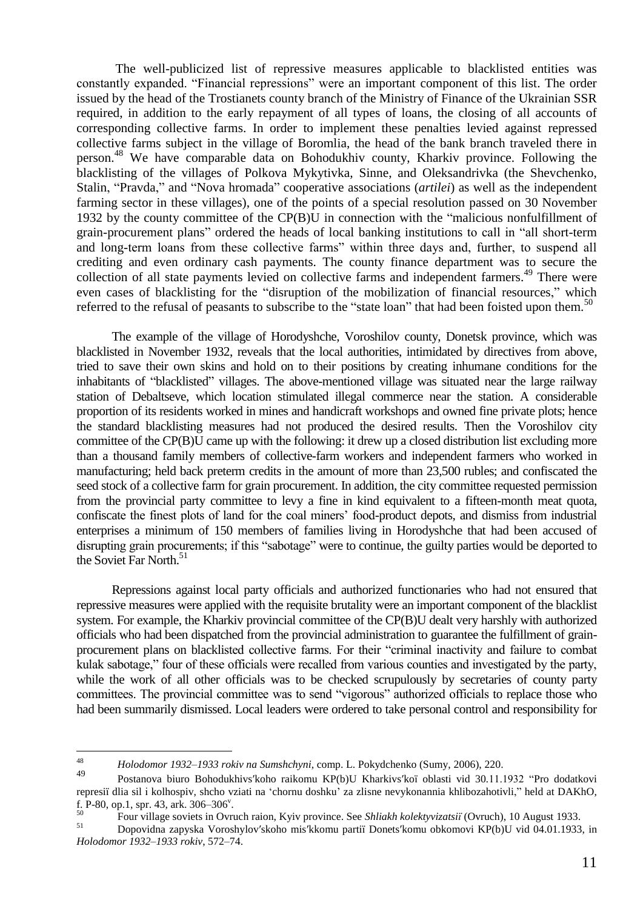The well-publicized list of repressive measures applicable to blacklisted entities was constantly expanded. "Financial repressions" were an important component of this list. The order issued by the head of the Trostianets county branch of the Ministry of Finance of the Ukrainian SSR required, in addition to the early repayment of all types of loans, the closing of all accounts of corresponding collective farms. In order to implement these penalties levied against repressed collective farms subject in the village of Boromlia, the head of the bank branch traveled there in person.[48] We have comparable data on Bohodukhiv county, Kharkiv province. Following the blacklisting of the villages of Polkova Mykytivka, Sinne, and Oleksandrivka (the Shevchenko, Stalin, "Pravda," and "Nova hromada" cooperative associations (*artilei*) as well as the independent farming sector in these villages), one of the points of a special resolution passed on 30 November 1932 by the county committee of the CP(B)U in connection with the "malicious nonfulfillment of grain-procurement plans" ordered the heads of local banking institutions to call in "all short-term and long-term loans from these collective farms" within three days and, further, to suspend all crediting and even ordinary cash payments. The county finance department was to secure the collection of all state payments levied on collective farms and independent farmers.[49] There were even cases of blacklisting for the "disruption of the mobilization of financial resources," which referred to the refusal of peasants to subscribe to the "state loan" that had been foisted upon them.[50]

The example of the village of Horodyshche, Voroshilov county, Donetsk province, which was blacklisted in November 1932, reveals that the local authorities, intimidated by directives from above, tried to save their own skins and hold on to their positions by creating inhumane conditions for the inhabitants of "blacklisted" villages. The above-mentioned village was situated near the large railway station of Debaltseve, which location stimulated illegal commerce near the station. A considerable proportion of its residents worked in mines and handicraft workshops and owned fine private plots; hence the standard blacklisting measures had not produced the desired results. Then the Voroshilov city committee of the CP(B)U came up with the following: it drew up a closed distribution list excluding more than a thousand family members of collective-farm workers and independent farmers who worked in manufacturing; held back preterm credits in the amount of more than 23,500 rubles; and confiscated the seed stock of a collective farm for grain procurement. In addition, the city committee requested permission from the provincial party committee to levy a fine in kind equivalent to a fifteen-month meat quota, confiscate the finest plots of land for the coal miners' food-product depots, and dismiss from industrial enterprises a minimum of 150 members of families living in Horodyshche that had been accused of disrupting grain procurements; if this "sabotage" were to continue, the guilty parties would be deported to the Soviet Far North.[51]

Repressions against local party officials and authorized functionaries who had not ensured that repressive measures were applied with the requisite brutality were an important component of the blacklist system. For example, the Kharkiv provincial committee of the CP(B)U dealt very harshly with authorized officials who had been dispatched from the provincial administration to guarantee the fulfillment of grain-procurement plans on blacklisted collective farms. For their "criminal inactivity and failure to combat kulak sabotage," four of these officials were recalled from various counties and investigated by the party, while the work of all other officials was to be checked scrupulously by secretaries of county party committees. The provincial committee was to send "vigorous" authorized officials to replace those who had been summarily dismissed. Local leaders were ordered to take personal control and responsibility for

---

[48] *Holodomor 1932–1933 rokiv na Sumshchyni*, comp. L. Pokydchenko (Sumy, 2006), 220.

[49] Postanova biuro Bohodukhivs′koho raikomu KP(b)U Kharkivs′koï oblasti vid 30.11.1932 "Pro dodatkovi represiï dlia sil i kolhospiv, shcho vziati na 'chornu doshku' za zlisne nevykonannia khlibozahotivli," held at DAKhO, f. P-80, op.1, spr. 43, ark. 306–306v.

[50] Four village soviets in Ovruch raion, Kyiv province. See *Shliakh kolektyvizatsiï* (Ovruch), 10 August 1933.

[51] Dopovidna zapyska Voroshylov′skoho mis′kkomu partiï Donets′komu obkomovi KP(b)U vid 04.01.1933, in *Holodomor 1932–1933 rokiv*, 572–74.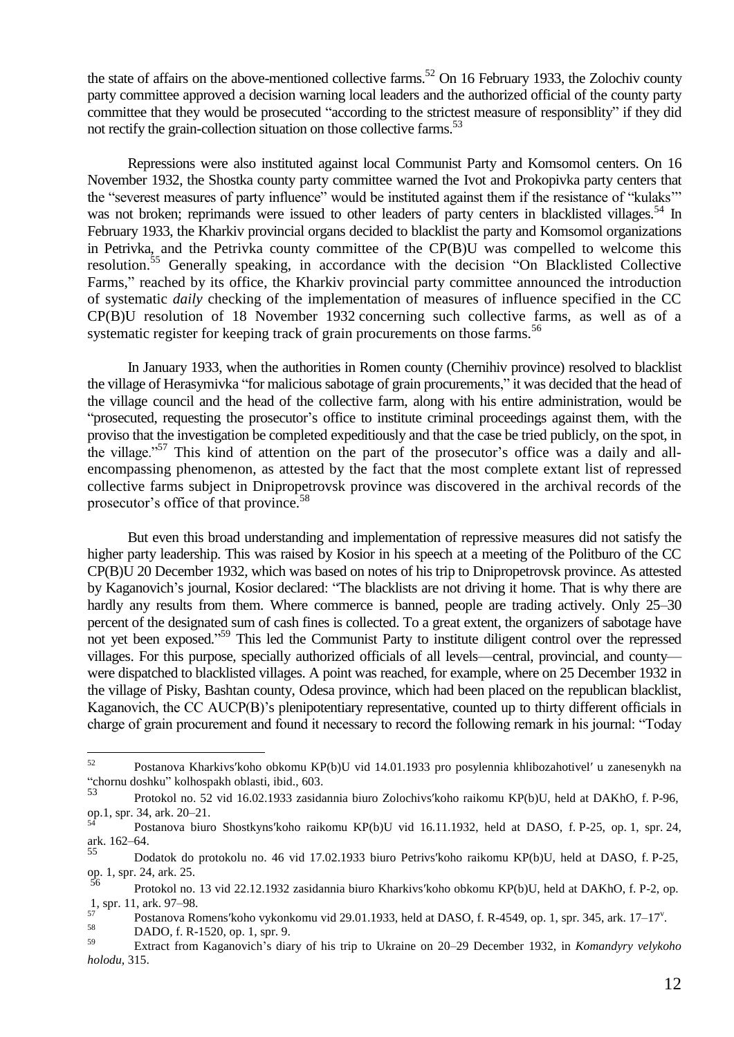the state of affairs on the above-mentioned collective farms.[52] On 16 February 1933, the Zolochiv county party committee approved a decision warning local leaders and the authorized official of the county party committee that they would be prosecuted "according to the strictest measure of responsiblity" if they did not rectify the grain-collection situation on those collective farms.[53]

Repressions were also instituted against local Communist Party and Komsomol centers. On 16 November 1932, the Shostka county party committee warned the Ivot and Prokopivka party centers that the "severest measures of party influence" would be instituted against them if the resistance of "kulaks'" was not broken; reprimands were issued to other leaders of party centers in blacklisted villages.[54] In February 1933, the Kharkiv provincial organs decided to blacklist the party and Komsomol organizations in Petrivka, and the Petrivka county committee of the CP(B)U was compelled to welcome this resolution.[55] Generally speaking, in accordance with the decision "On Blacklisted Collective Farms," reached by its office, the Kharkiv provincial party committee announced the introduction of systematic *daily* checking of the implementation of measures of influence specified in the CC CP(B)U resolution of 18 November 1932 concerning such collective farms, as well as of a systematic register for keeping track of grain procurements on those farms.[56]

In January 1933, when the authorities in Romen county (Chernihiv province) resolved to blacklist the village of Herasymivka "for malicious sabotage of grain procurements," it was decided that the head of the village council and the head of the collective farm, along with his entire administration, would be "prosecuted, requesting the prosecutor's office to institute criminal proceedings against them, with the proviso that the investigation be completed expeditiously and that the case be tried publicly, on the spot, in the village."[57] This kind of attention on the part of the prosecutor's office was a daily and all-encompassing phenomenon, as attested by the fact that the most complete extant list of repressed collective farms subject in Dnipropetrovsk province was discovered in the archival records of the prosecutor's office of that province.[58]

But even this broad understanding and implementation of repressive measures did not satisfy the higher party leadership. This was raised by Kosior in his speech at a meeting of the Politburo of the CC CP(B)U 20 December 1932, which was based on notes of his trip to Dnipropetrovsk province. As attested by Kaganovich's journal, Kosior declared: "The blacklists are not driving it home. That is why there are hardly any results from them. Where commerce is banned, people are trading actively. Only 25–30 percent of the designated sum of cash fines is collected. To a great extent, the organizers of sabotage have not yet been exposed."[59] This led the Communist Party to institute diligent control over the repressed villages. For this purpose, specially authorized officials of all levels—central, provincial, and county—were dispatched to blacklisted villages. A point was reached, for example, where on 25 December 1932 in the village of Pisky, Bashtan county, Odesa province, which had been placed on the republican blacklist, Kaganovich, the CC AUCP(B)'s plenipotentiary representative, counted up to thirty different officials in charge of grain procurement and found it necessary to record the following remark in his journal: "Today

---

[52] Postanova Kharkivs′koho obkomu KP(b)U vid 14.01.1933 pro posylennia khlibozahotivel′ u zanesenykh na "chornu doshku" kolhospakh oblasti, ibid., 603.

[53] Protokol no. 52 vid 16.02.1933 zasidannia biuro Zolochivs′koho raikomu KP(b)U, held at DAKhO, f. P-96, op.1, spr. 34, ark. 20–21.

[54] Postanova biuro Shostkyns′koho raikomu KP(b)U vid 16.11.1932, held at DASO, f. P-25, op. 1, spr. 24, ark. 162–64.

[55] Dodatok do protokolu no. 46 vid 17.02.1933 biuro Petrivs′koho raikomu KP(b)U, held at DASO, f. P-25, op. 1, spr. 24, ark. 25.

[56] Protokol no. 13 vid 22.12.1932 zasidannia biuro Kharkivs′koho obkomu KP(b)U, held at DAKhO, f. P-2, op. 1, spr. 11, ark. 97–98.

[57] Postanova Romens′koho vykonkomu vid 29.01.1933, held at DASO, f. R-4549, op. 1, spr. 345, ark. 17–17ᵛ.

[58] DADO, f. R-1520, op. 1, spr. 9.

[59] Extract from Kaganovich's diary of his trip to Ukraine on 20–29 December 1932, in *Komandyry velykoho holodu*, 315.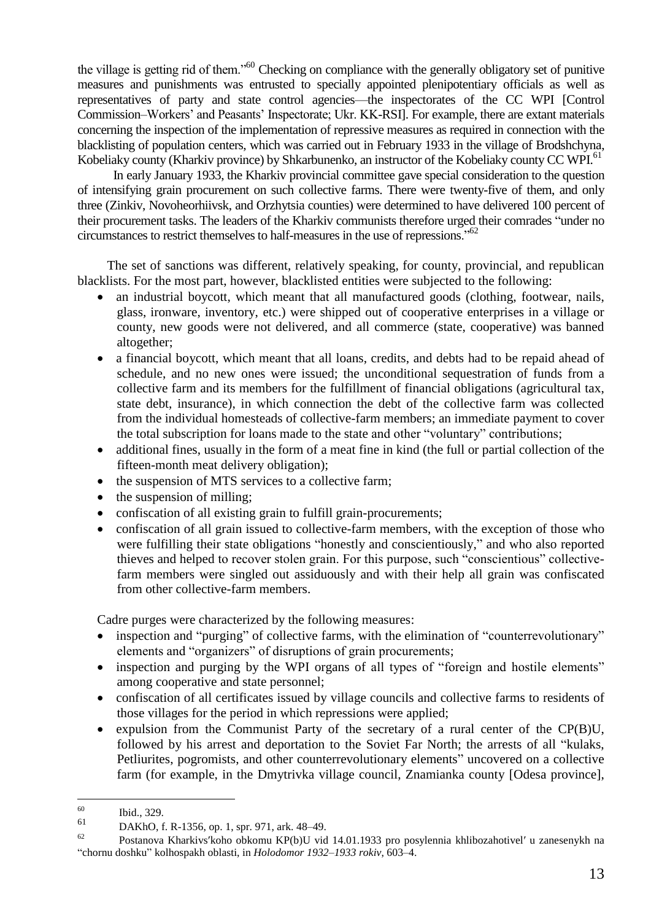the village is getting rid of them."[60] Checking on compliance with the generally obligatory set of punitive measures and punishments was entrusted to specially appointed plenipotentiary officials as well as representatives of party and state control agencies—the inspectorates of the CC WPI [Control Commission–Workers' and Peasants' Inspectorate; Ukr. KK-RSI]. For example, there are extant materials concerning the inspection of the implementation of repressive measures as required in connection with the blacklisting of population centers, which was carried out in February 1933 in the village of Brodshchyna, Kobeliaky county (Kharkiv province) by Shkarbunenko, an instructor of the Kobeliaky county CC WPI.[61]

In early January 1933, the Kharkiv provincial committee gave special consideration to the question of intensifying grain procurement on such collective farms. There were twenty-five of them, and only three (Zinkiv, Novoheorhiivsk, and Orzhytsia counties) were determined to have delivered 100 percent of their procurement tasks. The leaders of the Kharkiv communists therefore urged their comrades "under no circumstances to restrict themselves to half-measures in the use of repressions."[62]

The set of sanctions was different, relatively speaking, for county, provincial, and republican blacklists. For the most part, however, blacklisted entities were subjected to the following:

- an industrial boycott, which meant that all manufactured goods (clothing, footwear, nails, glass, ironware, inventory, etc.) were shipped out of cooperative enterprises in a village or county, new goods were not delivered, and all commerce (state, cooperative) was banned altogether;
- a financial boycott, which meant that all loans, credits, and debts had to be repaid ahead of schedule, and no new ones were issued; the unconditional sequestration of funds from a collective farm and its members for the fulfillment of financial obligations (agricultural tax, state debt, insurance), in which connection the debt of the collective farm was collected from the individual homesteads of collective-farm members; an immediate payment to cover the total subscription for loans made to the state and other "voluntary" contributions;
- additional fines, usually in the form of a meat fine in kind (the full or partial collection of the fifteen-month meat delivery obligation);
- the suspension of MTS services to a collective farm;
- the suspension of milling;
- confiscation of all existing grain to fulfill grain-procurements;
- confiscation of all grain issued to collective-farm members, with the exception of those who were fulfilling their state obligations "honestly and conscientiously," and who also reported thieves and helped to recover stolen grain. For this purpose, such "conscientious" collective-farm members were singled out assiduously and with their help all grain was confiscated from other collective-farm members.

Cadre purges were characterized by the following measures:

- inspection and "purging" of collective farms, with the elimination of "counterrevolutionary" elements and "organizers" of disruptions of grain procurements;
- inspection and purging by the WPI organs of all types of "foreign and hostile elements" among cooperative and state personnel;
- confiscation of all certificates issued by village councils and collective farms to residents of those villages for the period in which repressions were applied;
- expulsion from the Communist Party of the secretary of a rural center of the CP(B)U, followed by his arrest and deportation to the Soviet Far North; the arrests of all "kulaks, Petliurites, pogromists, and other counterrevolutionary elements" uncovered on a collective farm (for example, in the Dmytrivka village council, Znamianka county [Odesa province],

---

[60] Ibid., 329.

[61] DAKhO, f. R-1356, op. 1, spr. 971, ark. 48–49.

[62] Postanova Kharkivs′koho obkomu KP(b)U vid 14.01.1933 pro posylennia khlibozahotivel′ u zanesenykh na "chornu doshku" kolhospakh oblasti, in *Holodomor 1932–1933 rokiv*, 603–4.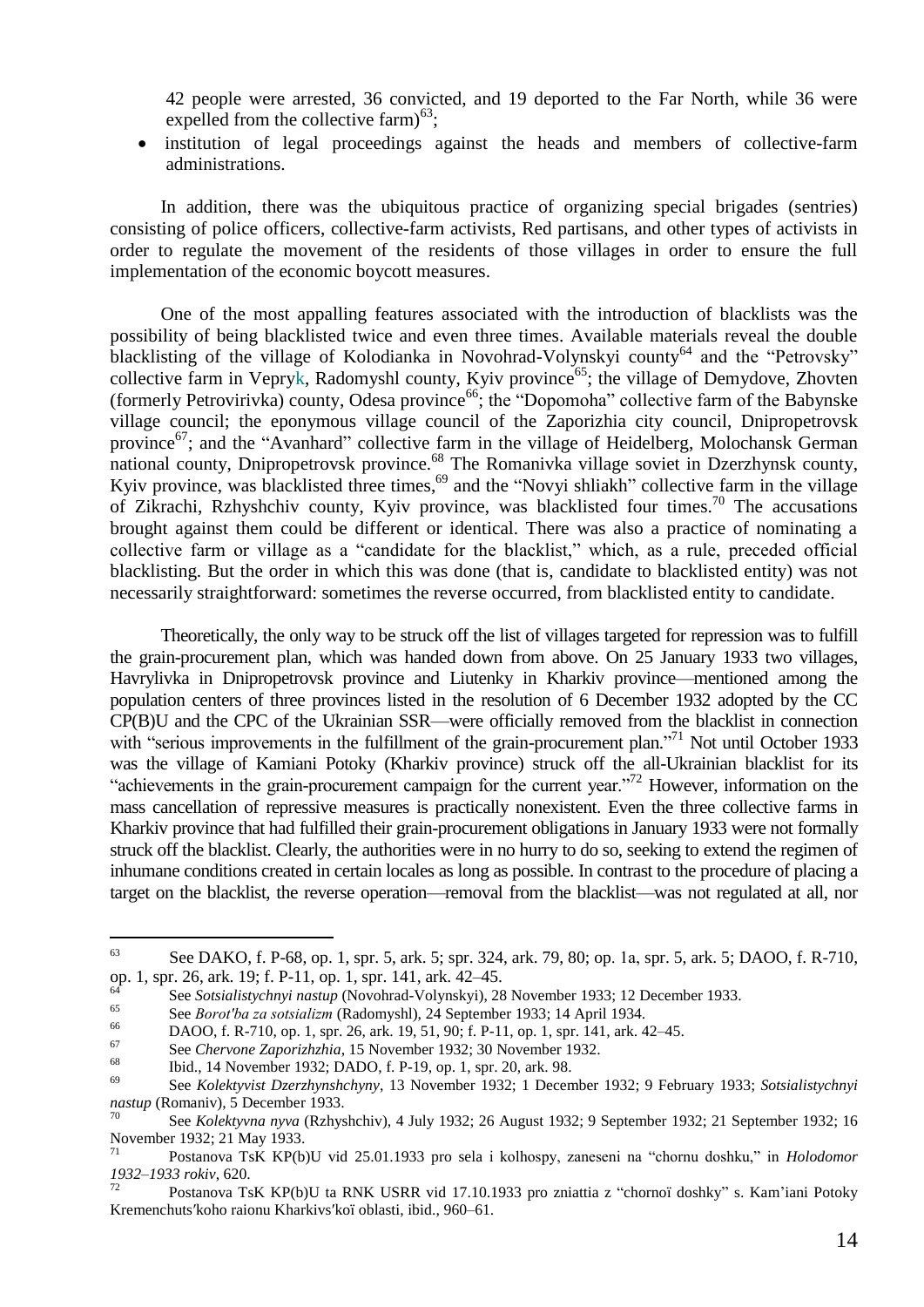42 people were arrested, 36 convicted, and 19 deported to the Far North, while 36 were expelled from the collective farm)[63];

- institution of legal proceedings against the heads and members of collective-farm administrations.

In addition, there was the ubiquitous practice of organizing special brigades (sentries) consisting of police officers, collective-farm activists, Red partisans, and other types of activists in order to regulate the movement of the residents of those villages in order to ensure the full implementation of the economic boycott measures.

One of the most appalling features associated with the introduction of blacklists was the possibility of being blacklisted twice and even three times. Available materials reveal the double blacklisting of the village of Kolodianka in Novohrad-Volynskyi county[64] and the "Petrovsky" collective farm in Verpyk, Radomyshl county, Kyiv province[65]; the village of Demydove, Zhovten (formerly Petrovirivka) county, Odesa province[66]; the "Dopomoha" collective farm of the Babynske village council; the eponymous village council of the Zaporizhia city council, Dnipropetrovsk province[67]; and the "Avanhard" collective farm in the village of Heidelberg, Molochansk German national county, Dnipropetrovsk province.[68] The Romanivka village soviet in Dzerzhynsk county, Kyiv province, was blacklisted three times,[69] and the "Novyi shliakh" collective farm in the village of Zikrachi, Rzhyshchiv county, Kyiv province, was blacklisted four times.[70] The accusations brought against them could be different or identical. There was also a practice of nominating a collective farm or village as a "candidate for the blacklist," which, as a rule, preceded official blacklisting. But the order in which this was done (that is, candidate to blacklisted entity) was not necessarily straightforward: sometimes the reverse occurred, from blacklisted entity to candidate.

Theoretically, the only way to be struck off the list of villages targeted for repression was to fulfill the grain-procurement plan, which was handed down from above. On 25 January 1933 two villages, Havrylivka in Dnipropetrovsk province and Liutenky in Kharkiv province—mentioned among the population centers of three provinces listed in the resolution of 6 December 1932 adopted by the CC CP(B)U and the CPC of the Ukrainian SSR—were officially removed from the blacklist in connection with "serious improvements in the fulfillment of the grain-procurement plan."[71] Not until October 1933 was the village of Kamiani Potoky (Kharkiv province) struck off the all-Ukrainian blacklist for its "achievements in the grain-procurement campaign for the current year."[72] However, information on the mass cancellation of repressive measures is practically nonexistent. Even the three collective farms in Kharkiv province that had fulfilled their grain-procurement obligations in January 1933 were not formally struck off the blacklist. Clearly, the authorities were in no hurry to do so, seeking to extend the regimen of inhumane conditions created in certain locales as long as possible. In contrast to the procedure of placing a target on the blacklist, the reverse operation—removal from the blacklist—was not regulated at all, nor

---

[63] See DAKO, f. P-68, op. 1, spr. 5, ark. 5; spr. 324, ark. 79, 80; op. 1a, spr. 5, ark. 5; DAOO, f. R-710, op. 1, spr. 26, ark. 19; f. P-11, op. 1, spr. 141, ark. 42–45.

[64] See *Sotsialistychnyi nastup* (Novohrad-Volynskyi), 28 November 1933; 12 December 1933.

[65] See *Borot′ba za sotsializm* (Radomyshl), 24 September 1933; 14 April 1934.

[66] DAOO, f. R-710, op. 1, spr. 26, ark. 19, 51, 90; f. P-11, op. 1, spr. 141, ark. 42–45.

[67] See *Chervone Zaporizhzhia*, 15 November 1932; 30 November 1932.

[68] Ibid., 14 November 1932; DADO, f. P-19, op. 1, spr. 20, ark. 98.

[69] See *Kolektyvist Dzerzhynshchyny*, 13 November 1932; 1 December 1932; 9 February 1933; *Sotsialistychnyi nastup* (Romaniv), 5 December 1933.

[70] See *Kolektyvna nyva* (Rzhyshchiv), 4 July 1932; 26 August 1932; 9 September 1932; 21 September 1932; 16 November 1932; 21 May 1933.

[71] Postanova TsK KP(b)U vid 25.01.1933 pro sela i kolhospy, zaneseni na "chornu doshku," in *Holodomor 1932–1933 rokiv*, 620.

[72] Postanova TsK KP(b)U ta RNK USRR vid 17.10.1933 pro zniattia z "chornoï doshky" s. Kam'iani Potoky Kremenchuts′koho raionu Kharkivs′koï oblasti, ibid., 960–61.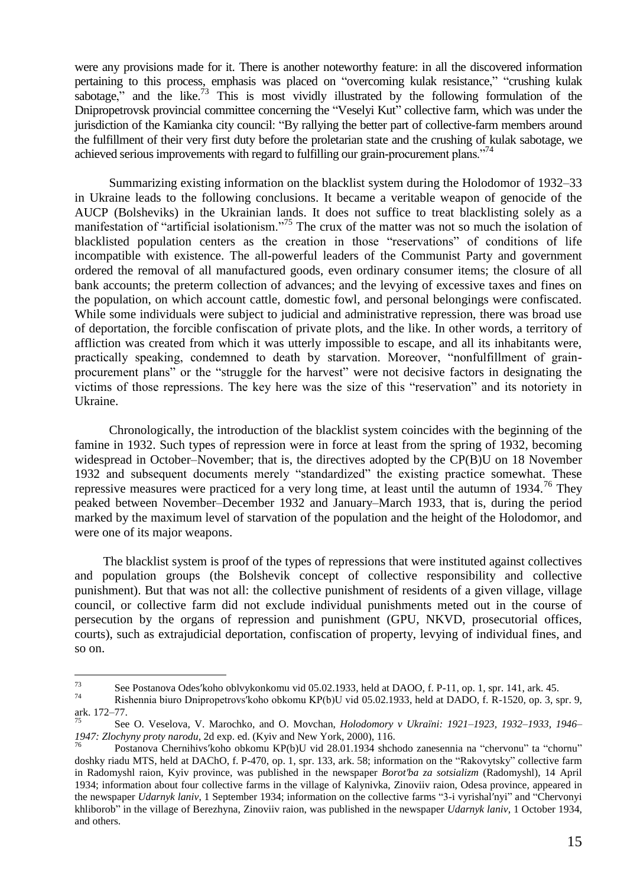were any provisions made for it. There is another noteworthy feature: in all the discovered information pertaining to this process, emphasis was placed on "overcoming kulak resistance," "crushing kulak sabotage," and the like.[73] This is most vividly illustrated by the following formulation of the Dnipropetrovsk provincial committee concerning the "Veselyi Kut" collective farm, which was under the jurisdiction of the Kamianka city council: "By rallying the better part of collective-farm members around the fulfillment of their very first duty before the proletarian state and the crushing of kulak sabotage, we achieved serious improvements with regard to fulfilling our grain-procurement plans."[74]

Summarizing existing information on the blacklist system during the Holodomor of 1932–33 in Ukraine leads to the following conclusions. It became a veritable weapon of genocide of the AUCP (Bolsheviks) in the Ukrainian lands. It does not suffice to treat blacklisting solely as a manifestation of "artificial isolationism."[75] The crux of the matter was not so much the isolation of blacklisted population centers as the creation in those "reservations" of conditions of life incompatible with existence. The all-powerful leaders of the Communist Party and government ordered the removal of all manufactured goods, even ordinary consumer items; the closure of all bank accounts; the preterm collection of advances; and the levying of excessive taxes and fines on the population, on which account cattle, domestic fowl, and personal belongings were confiscated. While some individuals were subject to judicial and administrative repression, there was broad use of deportation, the forcible confiscation of private plots, and the like. In other words, a territory of affliction was created from which it was utterly impossible to escape, and all its inhabitants were, practically speaking, condemned to death by starvation. Moreover, "nonfulfillment of grain-procurement plans" or the "struggle for the harvest" were not decisive factors in designating the victims of those repressions. The key here was the size of this "reservation" and its notoriety in Ukraine.

Chronologically, the introduction of the blacklist system coincides with the beginning of the famine in 1932. Such types of repression were in force at least from the spring of 1932, becoming widespread in October–November; that is, the directives adopted by the CP(B)U on 18 November 1932 and subsequent documents merely "standardized" the existing practice somewhat. These repressive measures were practiced for a very long time, at least until the autumn of 1934.[76] They peaked between November–December 1932 and January–March 1933, that is, during the period marked by the maximum level of starvation of the population and the height of the Holodomor, and were one of its major weapons.

The blacklist system is proof of the types of repressions that were instituted against collectives and population groups (the Bolshevik concept of collective responsibility and collective punishment). But that was not all: the collective punishment of residents of a given village, village council, or collective farm did not exclude individual punishments meted out in the course of persecution by the organs of repression and punishment (GPU, NKVD, prosecutorial offices, courts), such as extrajudicial deportation, confiscation of property, levying of individual fines, and so on.

---

[73] See Postanova Odes′koho oblvykonkomu vid 05.02.1933, held at DAOO, f. P-11, op. 1, spr. 141, ark. 45.

[74] Rishennia biuro Dnipropetrovs′koho obkomu KP(b)U vid 05.02.1933, held at DADO, f. R-1520, op. 3, spr. 9, ark. 172–77.

[75] See O. Veselova, V. Marochko, and O. Movchan, *Holodomory v Ukraïni: 1921–1923, 1932–1933, 1946–1947: Zlochyny proty narodu*, 2d exp. ed. (Kyiv and New York, 2000), 116.

[76] Postanova Chernihivs′koho obkomu KP(b)U vid 28.01.1934 shchodo zanesennia na "chervonu" ta "chornu" doshky riadu MTS, held at DAChO, f. P-470, op. 1, spr. 133, ark. 58; information on the "Rakovytsky" collective farm in Radomyshl raion, Kyiv province, was published in the newspaper *Borot′ba za sotsializm* (Radomyshl), 14 April 1934; information about four collective farms in the village of Kalynivka, Zinoviiv raion, Odesa province, appeared in the newspaper *Udarnyk laniv*, 1 September 1934; information on the collective farms "3-i vyrishal′nyi" and "Chervonyi khliborob" in the village of Berezhyna, Zinoviiv raion, was published in the newspaper *Udarnyk laniv*, 1 October 1934, and others.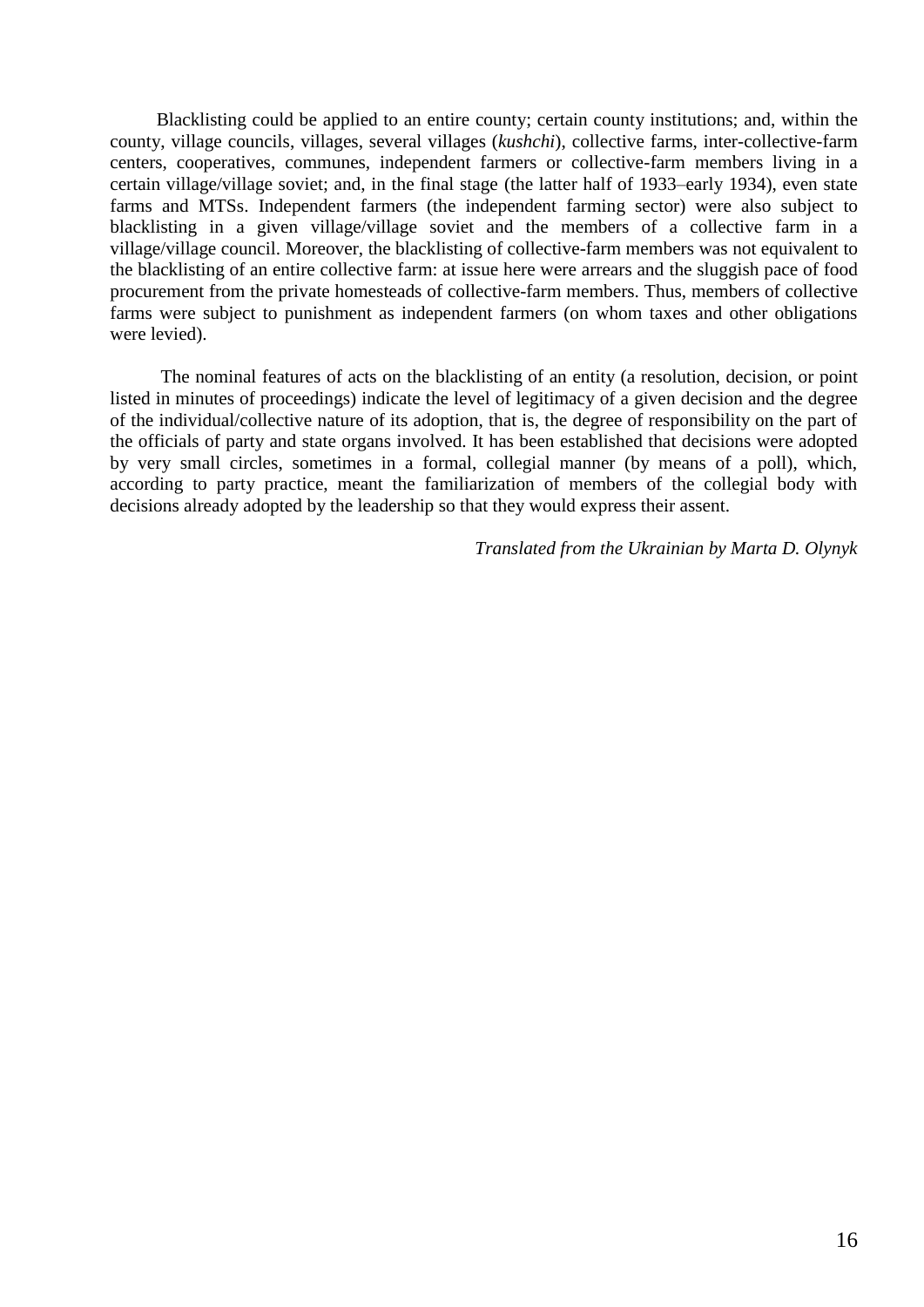Blacklisting could be applied to an entire county; certain county institutions; and, within the county, village councils, villages, several villages (*kushchi*), collective farms, inter-collective-farm centers, cooperatives, communes, independent farmers or collective-farm members living in a certain village/village soviet; and, in the final stage (the latter half of 1933–early 1934), even state farms and MTSs. Independent farmers (the independent farming sector) were also subject to blacklisting in a given village/village soviet and the members of a collective farm in a village/village council. Moreover, the blacklisting of collective-farm members was not equivalent to the blacklisting of an entire collective farm: at issue here were arrears and the sluggish pace of food procurement from the private homesteads of collective-farm members. Thus, members of collective farms were subject to punishment as independent farmers (on whom taxes and other obligations were levied).

The nominal features of acts on the blacklisting of an entity (a resolution, decision, or point listed in minutes of proceedings) indicate the level of legitimacy of a given decision and the degree of the individual/collective nature of its adoption, that is, the degree of responsibility on the part of the officials of party and state organs involved. It has been established that decisions were adopted by very small circles, sometimes in a formal, collegial manner (by means of a poll), which, according to party practice, meant the familiarization of members of the collegial body with decisions already adopted by the leadership so that they would express their assent.

*Translated from the Ukrainian by Marta D. Olynyk*